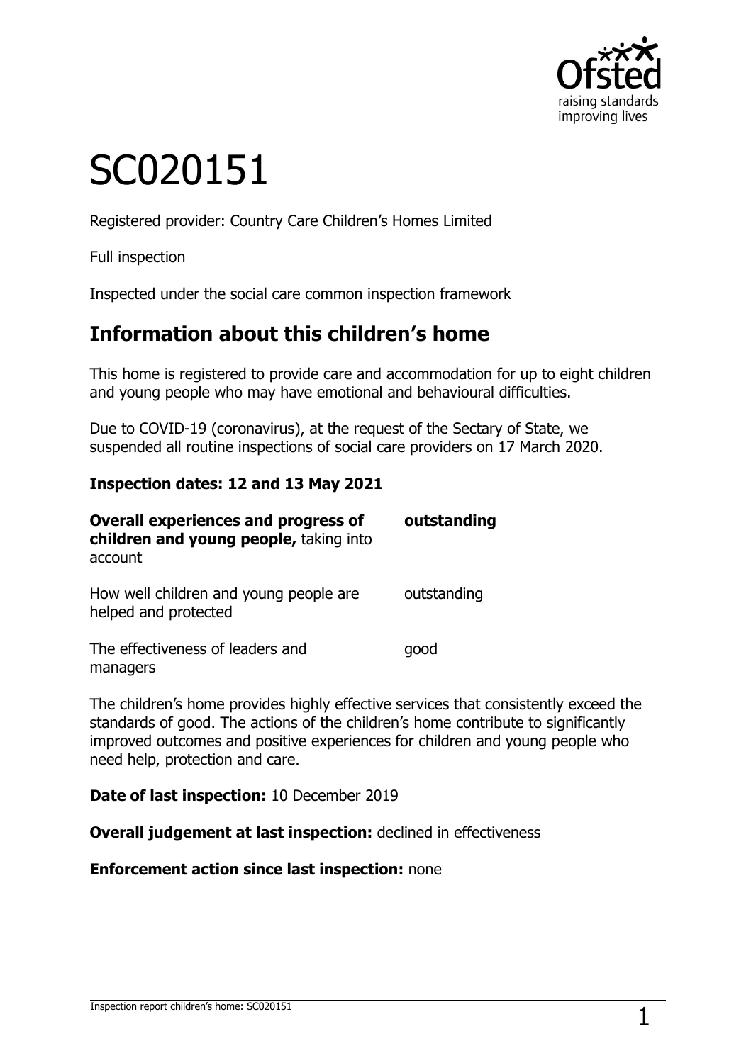# SC020151

Registered provider: Country Care Children's Homes Limited

Full inspection

Inspected under the social care common inspection framework

## Information about this children's home

This home is registered to provide care and accommodation for up to eight children and young people who may have emotional and behavioural difficulties.

Due to COVID-19 (coronavirus), at the request of the Sectary of State, we suspended all routine inspections of social care providers on 17 March 2020.

**Inspection dates: 12 and 13 May 2021**

| | |
|---|---|
| **Overall experiences and progress of children and young people,** taking into account | **outstanding** |
| How well children and young people are helped and protected | outstanding |
| The effectiveness of leaders and managers | good |

The children's home provides highly effective services that consistently exceed the standards of good. The actions of the children's home contribute to significantly improved outcomes and positive experiences for children and young people who need help, protection and care.

**Date of last inspection:** 10 December 2019

**Overall judgement at last inspection:** declined in effectiveness

**Enforcement action since last inspection:** none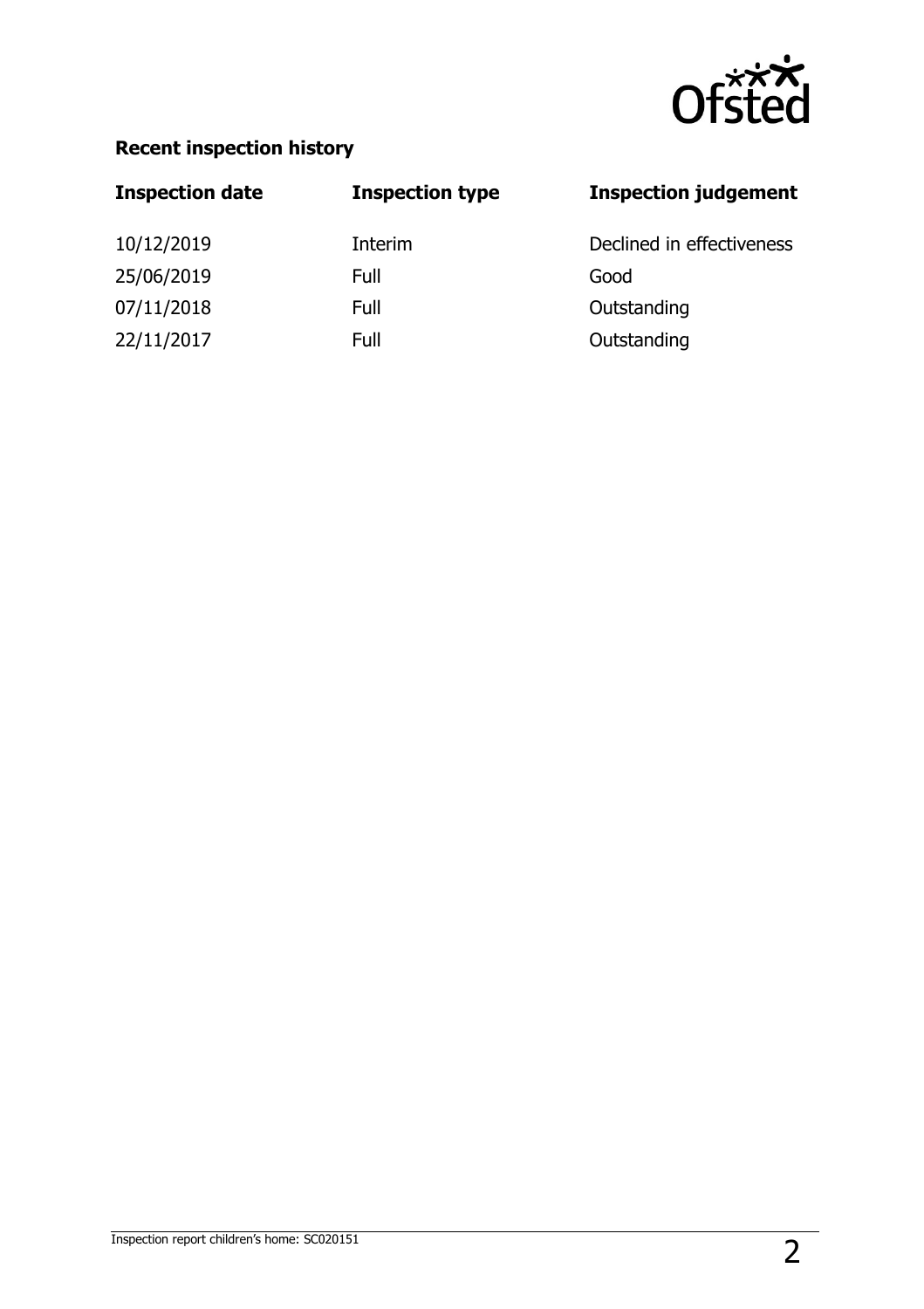**Recent inspection history**

| Inspection date | Inspection type | Inspection judgement |
|---|---|---|
| 10/12/2019 | Interim | Declined in effectiveness |
| 25/06/2019 | Full | Good |
| 07/11/2018 | Full | Outstanding |
| 22/11/2017 | Full | Outstanding |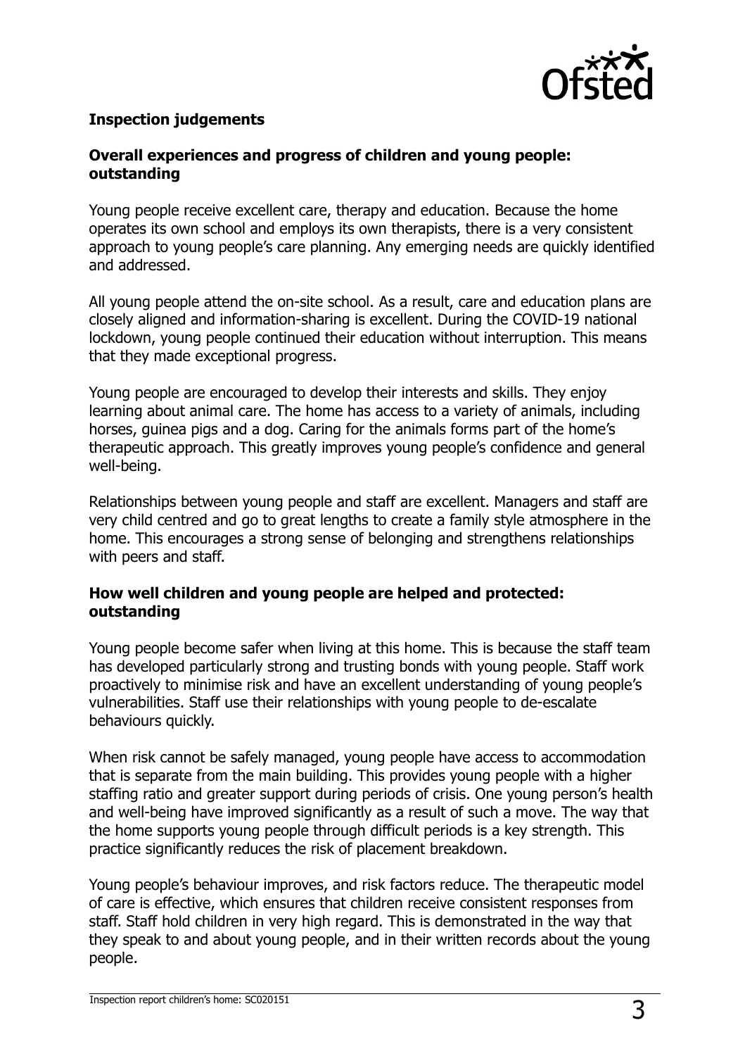## Inspection judgements

### Overall experiences and progress of children and young people: outstanding

Young people receive excellent care, therapy and education. Because the home operates its own school and employs its own therapists, there is a very consistent approach to young people's care planning. Any emerging needs are quickly identified and addressed.

All young people attend the on-site school. As a result, care and education plans are closely aligned and information-sharing is excellent. During the COVID-19 national lockdown, young people continued their education without interruption. This means that they made exceptional progress.

Young people are encouraged to develop their interests and skills. They enjoy learning about animal care. The home has access to a variety of animals, including horses, guinea pigs and a dog. Caring for the animals forms part of the home's therapeutic approach. This greatly improves young people's confidence and general well-being.

Relationships between young people and staff are excellent. Managers and staff are very child centred and go to great lengths to create a family style atmosphere in the home. This encourages a strong sense of belonging and strengthens relationships with peers and staff.

### How well children and young people are helped and protected: outstanding

Young people become safer when living at this home. This is because the staff team has developed particularly strong and trusting bonds with young people. Staff work proactively to minimise risk and have an excellent understanding of young people's vulnerabilities. Staff use their relationships with young people to de-escalate behaviours quickly.

When risk cannot be safely managed, young people have access to accommodation that is separate from the main building. This provides young people with a higher staffing ratio and greater support during periods of crisis. One young person's health and well-being have improved significantly as a result of such a move. The way that the home supports young people through difficult periods is a key strength. This practice significantly reduces the risk of placement breakdown.

Young people's behaviour improves, and risk factors reduce. The therapeutic model of care is effective, which ensures that children receive consistent responses from staff. Staff hold children in very high regard. This is demonstrated in the way that they speak to and about young people, and in their written records about the young people.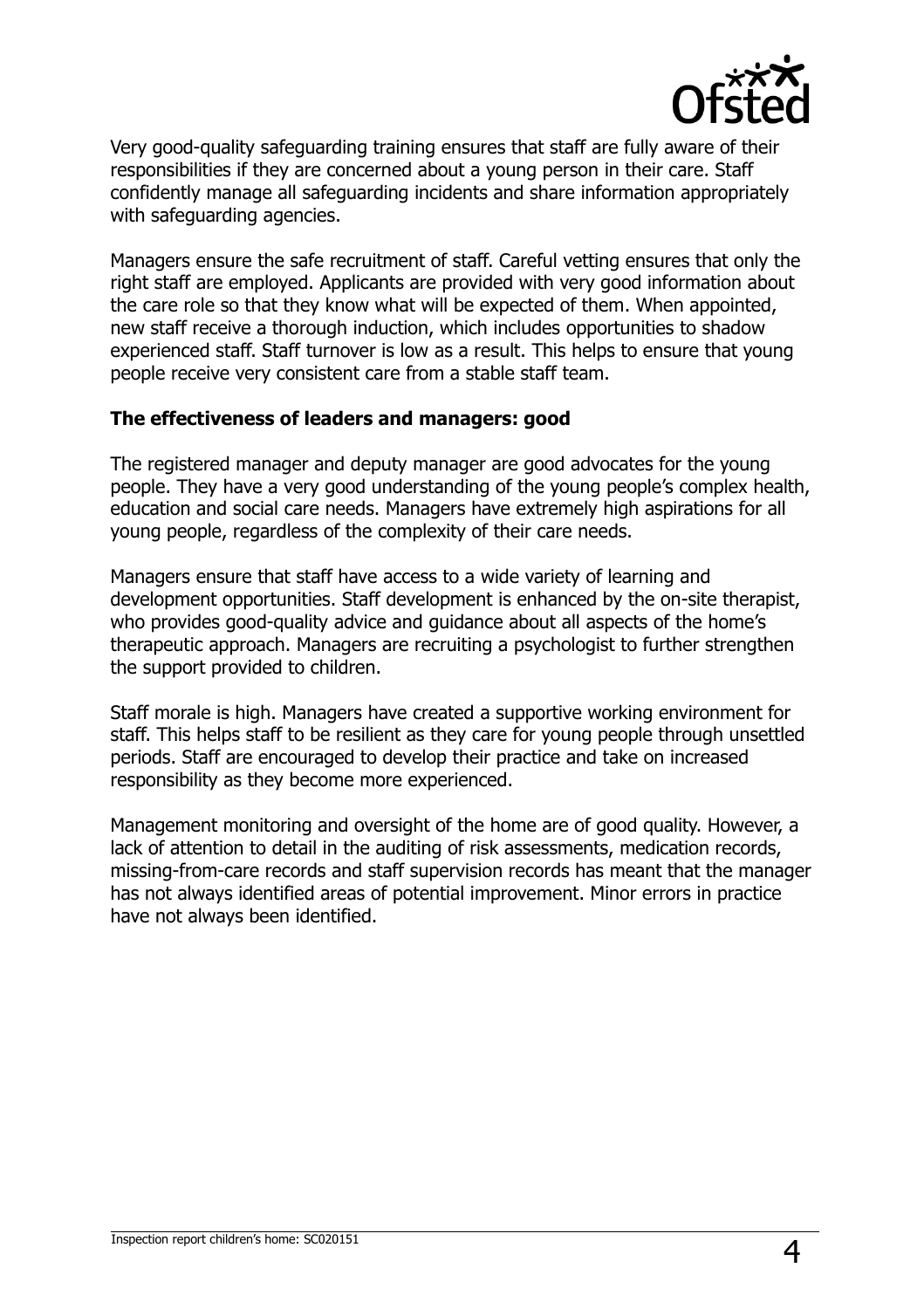Very good-quality safeguarding training ensures that staff are fully aware of their responsibilities if they are concerned about a young person in their care. Staff confidently manage all safeguarding incidents and share information appropriately with safeguarding agencies.

Managers ensure the safe recruitment of staff. Careful vetting ensures that only the right staff are employed. Applicants are provided with very good information about the care role so that they know what will be expected of them. When appointed, new staff receive a thorough induction, which includes opportunities to shadow experienced staff. Staff turnover is low as a result. This helps to ensure that young people receive very consistent care from a stable staff team.

**The effectiveness of leaders and managers: good**

The registered manager and deputy manager are good advocates for the young people. They have a very good understanding of the young people's complex health, education and social care needs. Managers have extremely high aspirations for all young people, regardless of the complexity of their care needs.

Managers ensure that staff have access to a wide variety of learning and development opportunities. Staff development is enhanced by the on-site therapist, who provides good-quality advice and guidance about all aspects of the home's therapeutic approach. Managers are recruiting a psychologist to further strengthen the support provided to children.

Staff morale is high. Managers have created a supportive working environment for staff. This helps staff to be resilient as they care for young people through unsettled periods. Staff are encouraged to develop their practice and take on increased responsibility as they become more experienced.

Management monitoring and oversight of the home are of good quality. However, a lack of attention to detail in the auditing of risk assessments, medication records, missing-from-care records and staff supervision records has meant that the manager has not always identified areas of potential improvement. Minor errors in practice have not always been identified.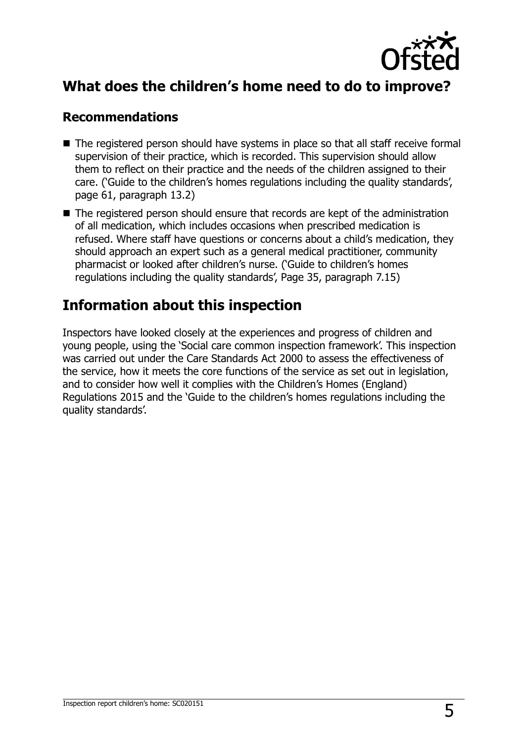## What does the children's home need to do to improve?

### Recommendations

- The registered person should have systems in place so that all staff receive formal supervision of their practice, which is recorded. This supervision should allow them to reflect on their practice and the needs of the children assigned to their care. ('Guide to the children's homes regulations including the quality standards', page 61, paragraph 13.2)
- The registered person should ensure that records are kept of the administration of all medication, which includes occasions when prescribed medication is refused. Where staff have questions or concerns about a child's medication, they should approach an expert such as a general medical practitioner, community pharmacist or looked after children's nurse. ('Guide to children's homes regulations including the quality standards', Page 35, paragraph 7.15)

## Information about this inspection

Inspectors have looked closely at the experiences and progress of children and young people, using the 'Social care common inspection framework'. This inspection was carried out under the Care Standards Act 2000 to assess the effectiveness of the service, how it meets the core functions of the service as set out in legislation, and to consider how well it complies with the Children's Homes (England) Regulations 2015 and the 'Guide to the children's homes regulations including the quality standards'.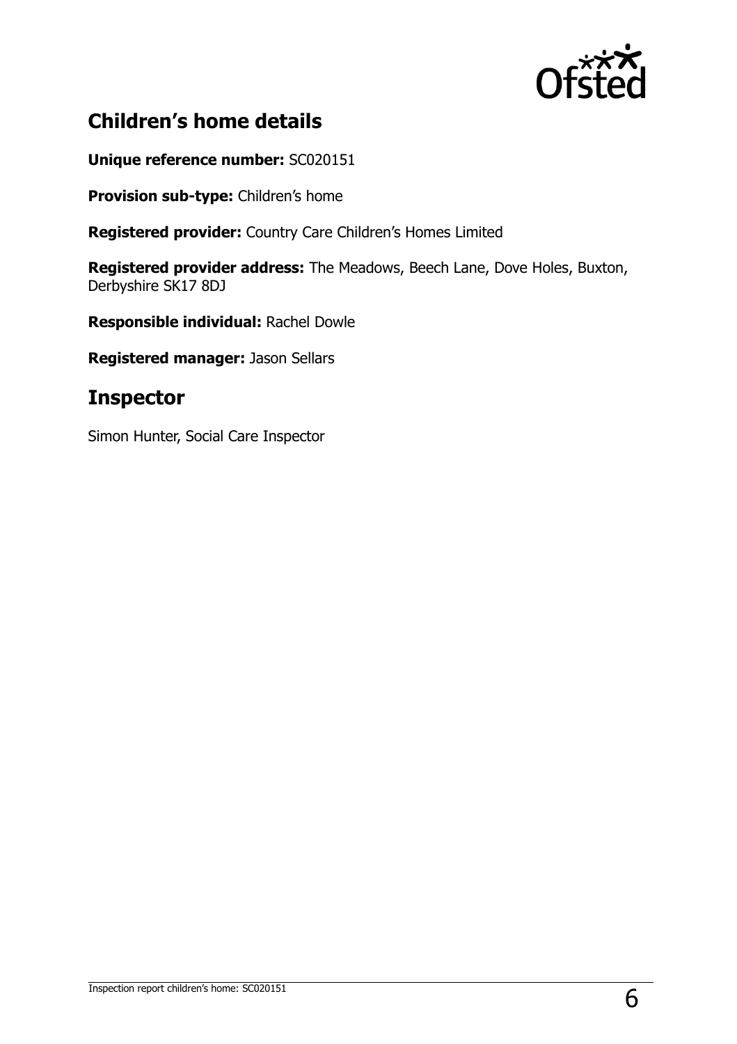## Children's home details

**Unique reference number:** SC020151

**Provision sub-type:** Children's home

**Registered provider:** Country Care Children's Homes Limited

**Registered provider address:** The Meadows, Beech Lane, Dove Holes, Buxton, Derbyshire SK17 8DJ

**Responsible individual:** Rachel Dowle

**Registered manager:** Jason Sellars

## Inspector

Simon Hunter, Social Care Inspector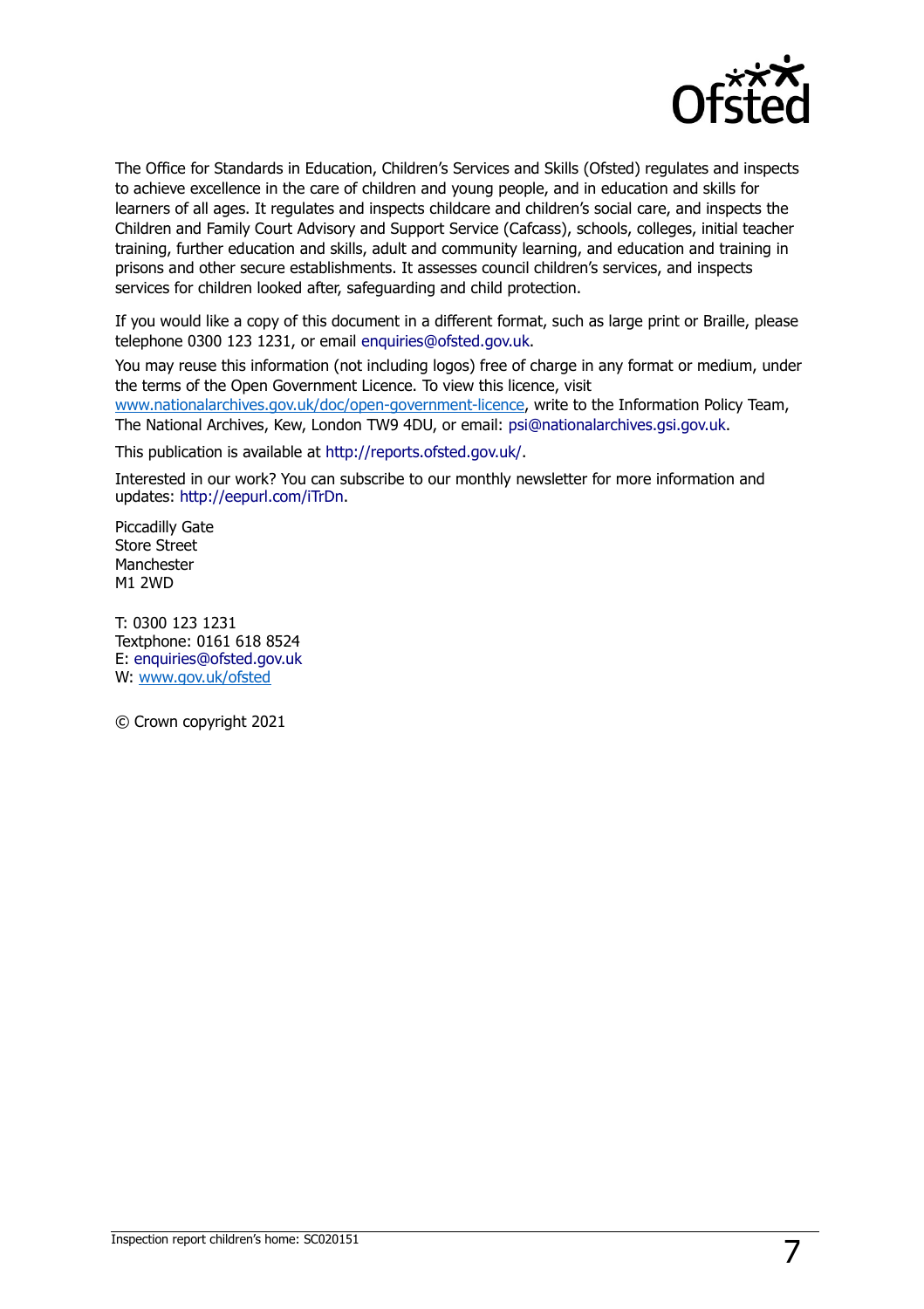The Office for Standards in Education, Children's Services and Skills (Ofsted) regulates and inspects to achieve excellence in the care of children and young people, and in education and skills for learners of all ages. It regulates and inspects childcare and children's social care, and inspects the Children and Family Court Advisory and Support Service (Cafcass), schools, colleges, initial teacher training, further education and skills, adult and community learning, and education and training in prisons and other secure establishments. It assesses council children's services, and inspects services for children looked after, safeguarding and child protection.

If you would like a copy of this document in a different format, such as large print or Braille, please telephone 0300 123 1231, or email enquiries@ofsted.gov.uk.

You may reuse this information (not including logos) free of charge in any format or medium, under the terms of the Open Government Licence. To view this licence, visit www.nationalarchives.gov.uk/doc/open-government-licence, write to the Information Policy Team, The National Archives, Kew, London TW9 4DU, or email: psi@nationalarchives.gsi.gov.uk.

This publication is available at http://reports.ofsted.gov.uk/.

Interested in our work? You can subscribe to our monthly newsletter for more information and updates: http://eepurl.com/iTrDn.

Piccadilly Gate
Store Street
Manchester
M1 2WD

T: 0300 123 1231
Textphone: 0161 618 8524
E: enquiries@ofsted.gov.uk
W: www.gov.uk/ofsted

© Crown copyright 2021